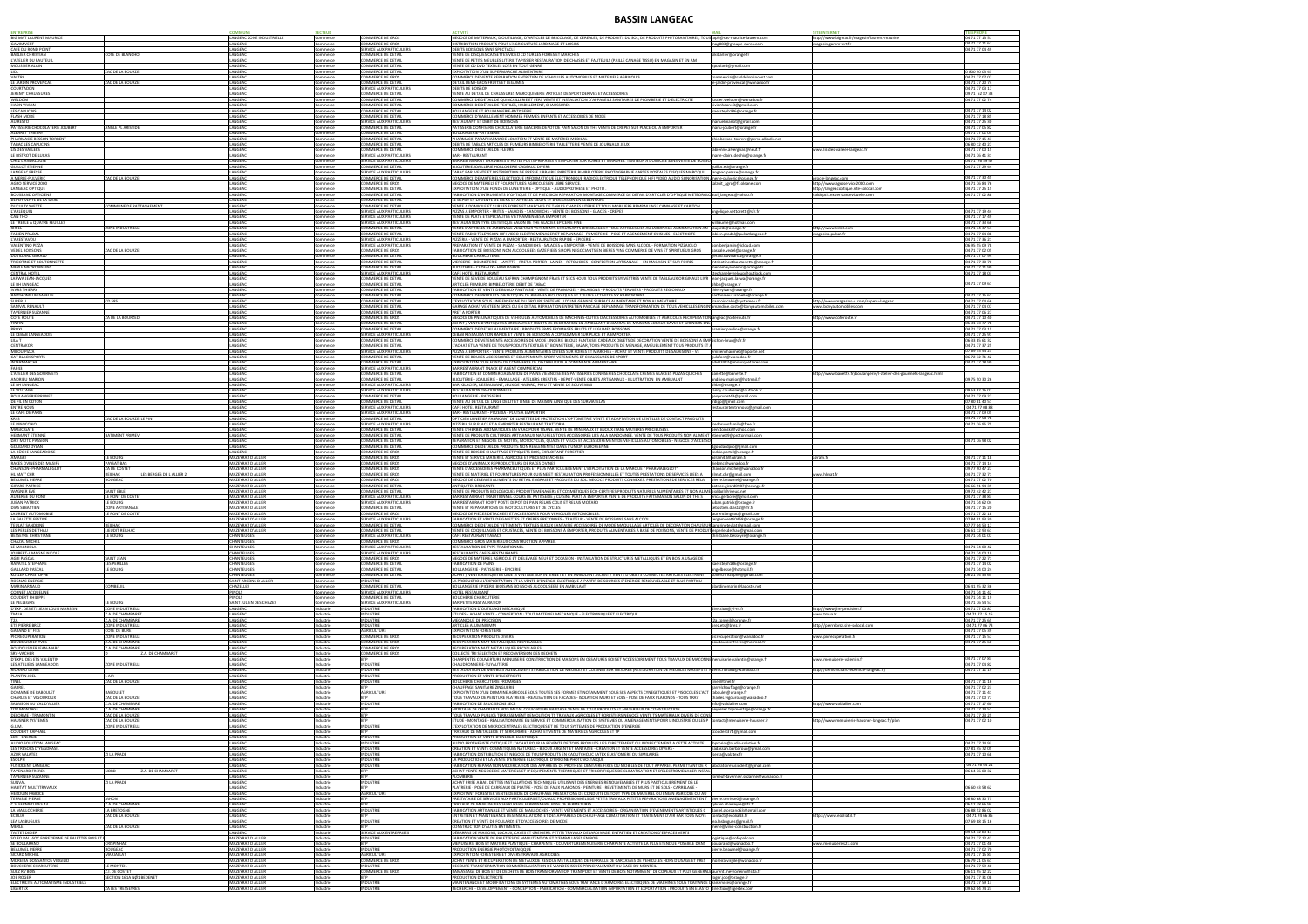# BASSIN LANGEAC

| ENTREPRISE | | COMMUNE | SECTEUR | | | MAIL | SITE INTERNET | TÉLÉPHONE |
|---|---|---|---|---|---|---|---|---|
| BIG MAT LAURENT MAURICE | | LANGEAC ZONE INDUSTRIELLE | Commerce | COMMERCE DE GROS | NEGOCE DE MATERIAUX, D'OUTILLAGE, D'ARTICLES DE BRICOLAGE, DE CEREALES, DE PRODUITS DU SOL | | http://www.bigmat.fr/magasin/laurent-maurice | 04 71 77 10 11 |
| GAMM VERT | | LANGEAC | Commerce | COMMERCE DE GROS | DISTRIBUTION PRODUITS POUR L'AGRICULTURE, JARDINAGE ET LOISIRS | | magasin.gammvert.fr | 04 71 77 10 01 |
| CAFE DU ROND POINT | | LANGEAC | Commerce | SERVICE AUX PARTICULIERS | DEBITS DE BOISSONS SANS SPECTACLE | | | 04 71 77 04 69 |
| VENTE CHASSEUR | COTE DE BLAVOZY | LANGEAC | Commerce | COMMERCE DE DETAIL | VENTE DE BOISSONS, LIQUIDES ET GLACES SUR LES FOIRES ET MARCHES | | | |
| L'ATELIER DU FAUTEUIL | | LANGEAC | Commerce | COMMERCE DE DETAIL | VENTE DE PETITS MEUBLES, LITERIE, TAPISSIER, RESTAURATION DE CHAISES ET FAUTEUILS | | | |
| MOUSSIER ALAIN | | LANGEAC | Commerce | COMMERCE DE DETAIL | VENTE DE CD DVD TEXTILES GIFTS EN TOUT GENRE | | | |
| LIDL | | LANGEAC | Commerce | COMMERCE DE DETAIL | EXPLOITATION D'UN SUPERMARCHE ALIMENTAIRE | | | 0 800 90 03 43 |
| VALTRA | ZAC DE LA BOURIE | LANGEAC | Commerce | COMMERCE DE GROS | COMMERCE DE VENTE REPARATION ENTRETIEN DE VEHICULES AUTOMOBILES ET MATERIELS AGRICOLES | | | 04 71 77 07 07 |
| LE JARDIN PROVENCAL | | LANGEAC | Commerce | COMMERCE DE DETAIL | DETAIL DEMI GROS FRUITS ET LEGUMES | | | 04 71 77 20 74 |
| COURTADON | | LANGEAC | Commerce | SERVICE AUX PARTICULIERS | DEBITS DE BOISSON | | | 04 71 77 04 17 |
| WILDOM | | LANGEAC | Commerce | COMMERCE DE DETAIL | COMMERCE DE DETAIL DE QUINCAILLERIE | | | 04 71 77 02 74 |
| LES CAPUCINS | | LANGEAC | Commerce | COMMERCE DE DETAIL | BOULANGERIE ET BOULANGERIE-PATISSERIE | | | 04 71 77 14 19 |
| AU PETIT | | LANGEAC | Commerce | SERVICE AUX PARTICULIERS | RESTAURANT ET DEBIT DE BOISSONS | | | 04 71 77 21 92 |
| PATISSERIE CHOCOLATERIE JOUBERT | | LANGEAC | Commerce | COMMERCE DE DETAIL | PATISSERIE CONFISERIE CHOCOLATERIE GLACERIE | | | 04 71 77 05 92 |
| PHARMACIE BESSON TORRENT | | LANGEAC | Commerce | COMMERCE DE DETAIL | PHARMACIE PARAPHARMACIE LOCATION ET VENTE DE MATERIEL MEDICAL | | | 04 71 77 15 43 |
| TABAC LES CAPUCINS | | LANGEAC | Commerce | COMMERCE DE DETAIL | DEBITS DE TABACS ARTICLES DE FUMEURS | | | 06 80 12 40 27 |
| LE BISTROT DE LUCAS | | LANGEAC | Commerce | SERVICE AUX PARTICULIERS | BAR - RESTAURANT | | | 04 71 76 61 51 |
| GUILLOT ETIENNE | | LANGEAC | Commerce | COMMERCE DE DETAIL | BIJOUTERIE JOAILLERIE HORLOGERIE CADEAUX DIVERS | | | 04 71 77 09 44 |
| LANGEAC PRESSE | | LANGEAC | Commerce | COMMERCE DE DETAIL | TABAC BAR, VENTE ET DISTRIBUTION DE PRESSE | | | |
| VALENTINO PIZZA | | LANGEAC | Commerce | SERVICE AUX PARTICULIERS | PREPARATION ET VENTE DE PIZZAS - SANDWICHES - SALADES A EMPORTER | | | 06 95 05 09 78 |
| CAFE HOTEL RESTAURANT | | LANGEAC | Commerce | SERVICE AUX PARTICULIERS | CAFE HOTEL RESTAURANT | | | 04 71 77 18 03 |
| MORAND KILIAN | | LANGEAC | Industrie | INDUSTRIE | | | | |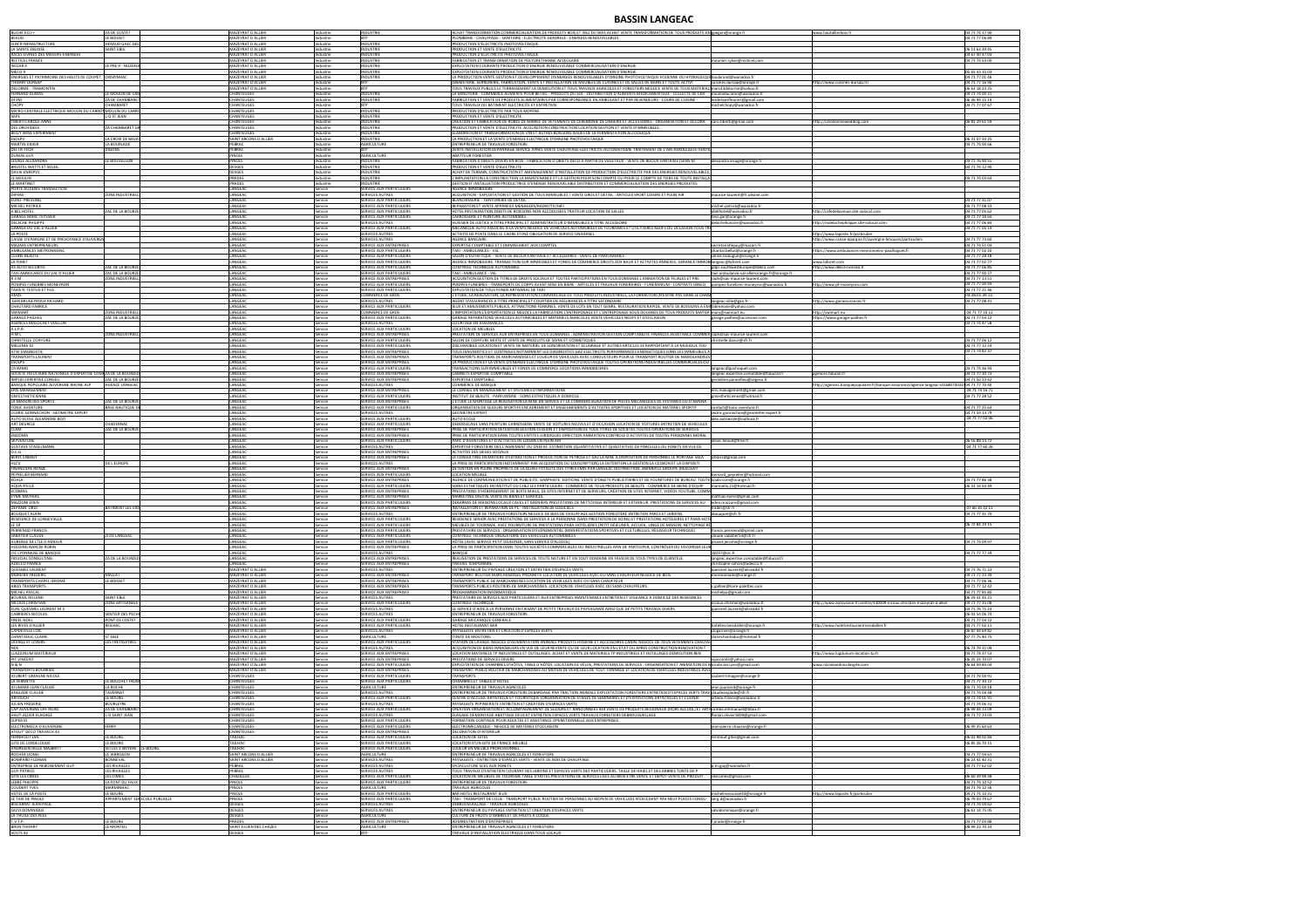# BASSIN LANGEAC